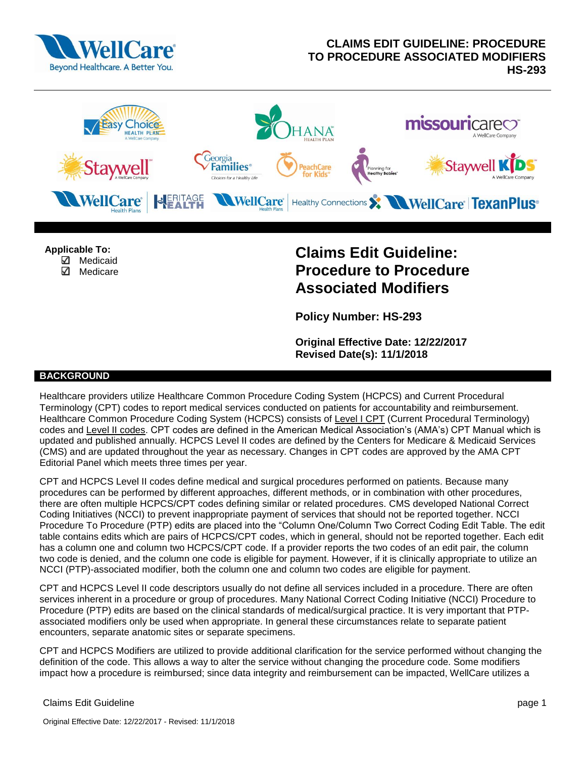# CLAIMS EDIT GUIDELINE: PROCEDURE TO PROCEDURE ASSOCIATED MODIFIERS HS-293

**Applicable To:**

- ☑ Medicaid
- ☑ Medicare

## Claims Edit Guideline: Procedure to Procedure Associated Modifiers

**Policy Number: HS-293**

**Original Effective Date: 12/22/2017**
**Revised Date(s): 11/1/2018**

## BACKGROUND

Healthcare providers utilize Healthcare Common Procedure Coding System (HCPCS) and Current Procedural Terminology (CPT) codes to report medical services conducted on patients for accountability and reimbursement. Healthcare Common Procedure Coding System (HCPCS) consists of Level I CPT (Current Procedural Terminology) codes and Level II codes. CPT codes are defined in the American Medical Association's (AMA's) CPT Manual which is updated and published annually. HCPCS Level II codes are defined by the Centers for Medicare & Medicaid Services (CMS) and are updated throughout the year as necessary. Changes in CPT codes are approved by the AMA CPT Editorial Panel which meets three times per year.

CPT and HCPCS Level II codes define medical and surgical procedures performed on patients. Because many procedures can be performed by different approaches, different methods, or in combination with other procedures, there are often multiple HCPCS/CPT codes defining similar or related procedures. CMS developed National Correct Coding Initiatives (NCCI) to prevent inappropriate payment of services that should not be reported together. NCCI Procedure To Procedure (PTP) edits are placed into the "Column One/Column Two Correct Coding Edit Table. The edit table contains edits which are pairs of HCPCS/CPT codes, which in general, should not be reported together. Each edit has a column one and column two HCPCS/CPT code. If a provider reports the two codes of an edit pair, the column two code is denied, and the column one code is eligible for payment. However, if it is clinically appropriate to utilize an NCCI (PTP)-associated modifier, both the column one and column two codes are eligible for payment.

CPT and HCPCS Level II code descriptors usually do not define all services included in a procedure. There are often services inherent in a procedure or group of procedures. Many National Correct Coding Initiative (NCCI) Procedure to Procedure (PTP) edits are based on the clinical standards of medical/surgical practice. It is very important that PTP-associated modifiers only be used when appropriate. In general these circumstances relate to separate patient encounters, separate anatomic sites or separate specimens.

CPT and HCPCS Modifiers are utilized to provide additional clarification for the service performed without changing the definition of the code. This allows a way to alter the service without changing the procedure code. Some modifiers impact how a procedure is reimbursed; since data integrity and reimbursement can be impacted, WellCare utilizes a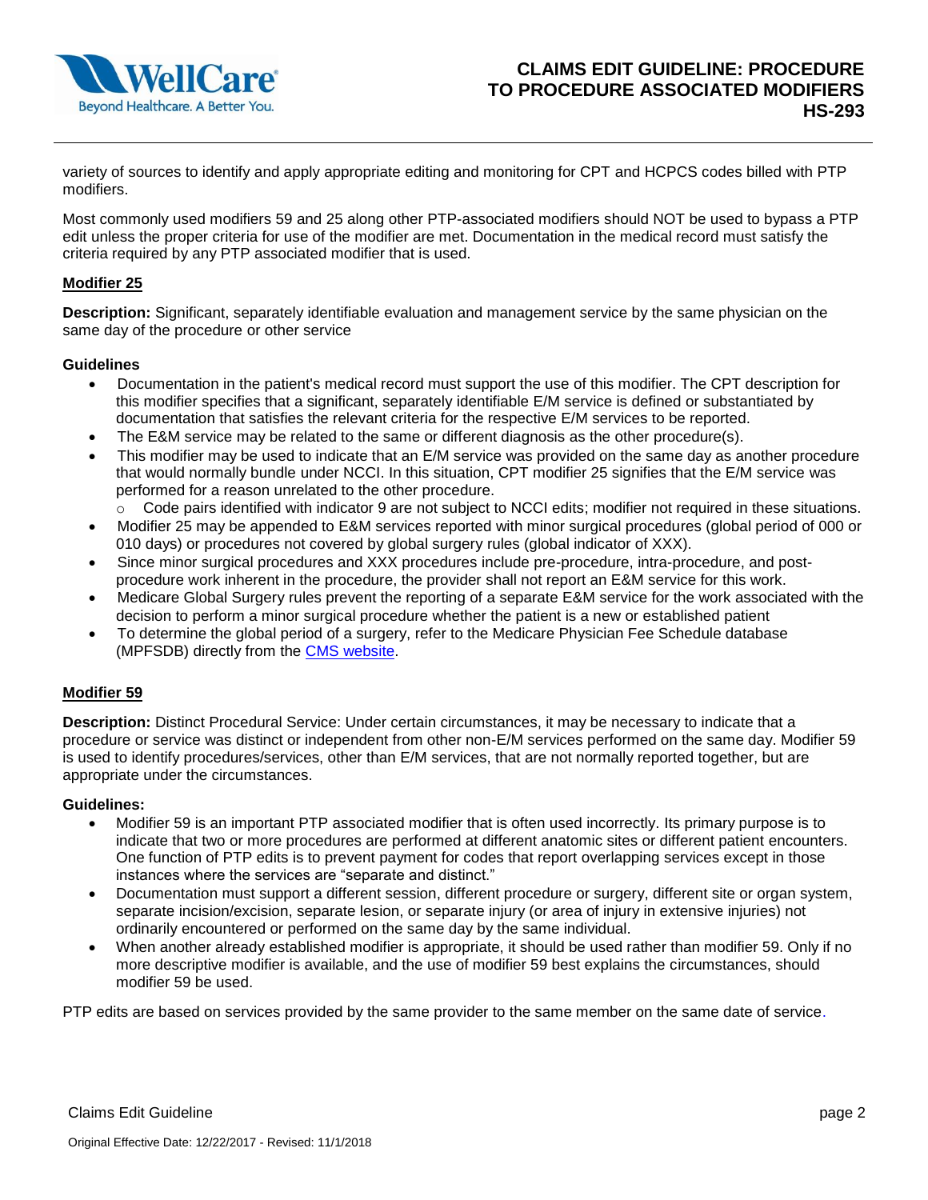variety of sources to identify and apply appropriate editing and monitoring for CPT and HCPCS codes billed with PTP modifiers.

Most commonly used modifiers 59 and 25 along other PTP-associated modifiers should NOT be used to bypass a PTP edit unless the proper criteria for use of the modifier are met. Documentation in the medical record must satisfy the criteria required by any PTP associated modifier that is used.

## Modifier 25

**Description:** Significant, separately identifiable evaluation and management service by the same physician on the same day of the procedure or other service

**Guidelines**

- Documentation in the patient's medical record must support the use of this modifier. The CPT description for this modifier specifies that a significant, separately identifiable E/M service is defined or substantiated by documentation that satisfies the relevant criteria for the respective E/M services to be reported.
- The E&M service may be related to the same or different diagnosis as the other procedure(s).
- This modifier may be used to indicate that an E/M service was provided on the same day as another procedure that would normally bundle under NCCI. In this situation, CPT modifier 25 signifies that the E/M service was performed for a reason unrelated to the other procedure.
  - Code pairs identified with indicator 9 are not subject to NCCI edits; modifier not required in these situations.
- Modifier 25 may be appended to E&M services reported with minor surgical procedures (global period of 000 or 010 days) or procedures not covered by global surgery rules (global indicator of XXX).
- Since minor surgical procedures and XXX procedures include pre-procedure, intra-procedure, and post-procedure work inherent in the procedure, the provider shall not report an E&M service for this work.
- Medicare Global Surgery rules prevent the reporting of a separate E&M service for the work associated with the decision to perform a minor surgical procedure whether the patient is a new or established patient
- To determine the global period of a surgery, refer to the Medicare Physician Fee Schedule database (MPFSDB) directly from the CMS website.

## Modifier 59

**Description:** Distinct Procedural Service: Under certain circumstances, it may be necessary to indicate that a procedure or service was distinct or independent from other non-E/M services performed on the same day. Modifier 59 is used to identify procedures/services, other than E/M services, that are not normally reported together, but are appropriate under the circumstances.

**Guidelines:**

- Modifier 59 is an important PTP associated modifier that is often used incorrectly. Its primary purpose is to indicate that two or more procedures are performed at different anatomic sites or different patient encounters. One function of PTP edits is to prevent payment for codes that report overlapping services except in those instances where the services are "separate and distinct."
- Documentation must support a different session, different procedure or surgery, different site or organ system, separate incision/excision, separate lesion, or separate injury (or area of injury in extensive injuries) not ordinarily encountered or performed on the same day by the same individual.
- When another already established modifier is appropriate, it should be used rather than modifier 59. Only if no more descriptive modifier is available, and the use of modifier 59 best explains the circumstances, should modifier 59 be used.

PTP edits are based on services provided by the same provider to the same member on the same date of service.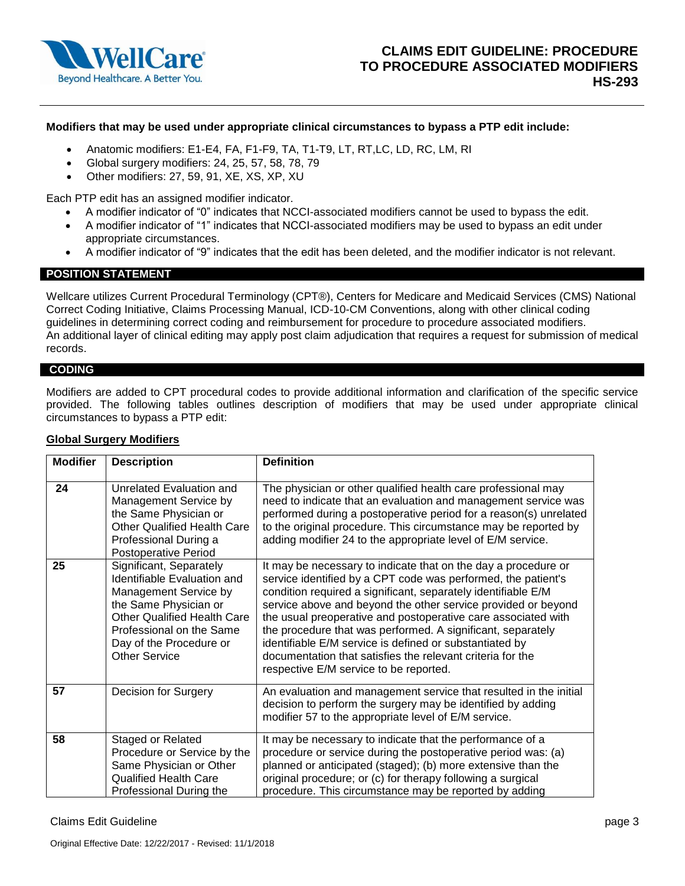**Modifiers that may be used under appropriate clinical circumstances to bypass a PTP edit include:**

- Anatomic modifiers: E1-E4, FA, F1-F9, TA, T1-T9, LT, RT,LC, LD, RC, LM, RI
- Global surgery modifiers: 24, 25, 57, 58, 78, 79
- Other modifiers: 27, 59, 91, XE, XS, XP, XU

Each PTP edit has an assigned modifier indicator.

- A modifier indicator of "0" indicates that NCCI-associated modifiers cannot be used to bypass the edit.
- A modifier indicator of "1" indicates that NCCI-associated modifiers may be used to bypass an edit under appropriate circumstances.
- A modifier indicator of "9" indicates that the edit has been deleted, and the modifier indicator is not relevant.

## POSITION STATEMENT

Wellcare utilizes Current Procedural Terminology (CPT®), Centers for Medicare and Medicaid Services (CMS) National Correct Coding Initiative, Claims Processing Manual, ICD-10-CM Conventions, along with other clinical coding guidelines in determining correct coding and reimbursement for procedure to procedure associated modifiers. An additional layer of clinical editing may apply post claim adjudication that requires a request for submission of medical records.

## CODING

Modifiers are added to CPT procedural codes to provide additional information and clarification of the specific service provided. The following tables outlines description of modifiers that may be used under appropriate clinical circumstances to bypass a PTP edit:

**Global Surgery Modifiers**

| Modifier | Description | Definition |
|---|---|---|
| 24 | Unrelated Evaluation and Management Service by the Same Physician or Other Qualified Health Care Professional During a Postoperative Period | The physician or other qualified health care professional may need to indicate that an evaluation and management service was performed during a postoperative period for a reason(s) unrelated to the original procedure. This circumstance may be reported by adding modifier 24 to the appropriate level of E/M service. |
| 25 | Significant, Separately Identifiable Evaluation and Management Service by the Same Physician or Other Qualified Health Care Professional on the Same Day of the Procedure or Other Service | It may be necessary to indicate that on the day a procedure or service identified by a CPT code was performed, the patient's condition required a significant, separately identifiable E/M service above and beyond the other service provided or beyond the usual preoperative and postoperative care associated with the procedure that was performed. A significant, separately identifiable E/M service is defined or substantiated by documentation that satisfies the relevant criteria for the respective E/M service to be reported. |
| 57 | Decision for Surgery | An evaluation and management service that resulted in the initial decision to perform the surgery may be identified by adding modifier 57 to the appropriate level of E/M service. |
| 58 | Staged or Related Procedure or Service by the Same Physician or Other Qualified Health Care Professional During the | It may be necessary to indicate that the performance of a procedure or service during the postoperative period was: (a) planned or anticipated (staged); (b) more extensive than the original procedure; or (c) for therapy following a surgical procedure. This circumstance may be reported by adding |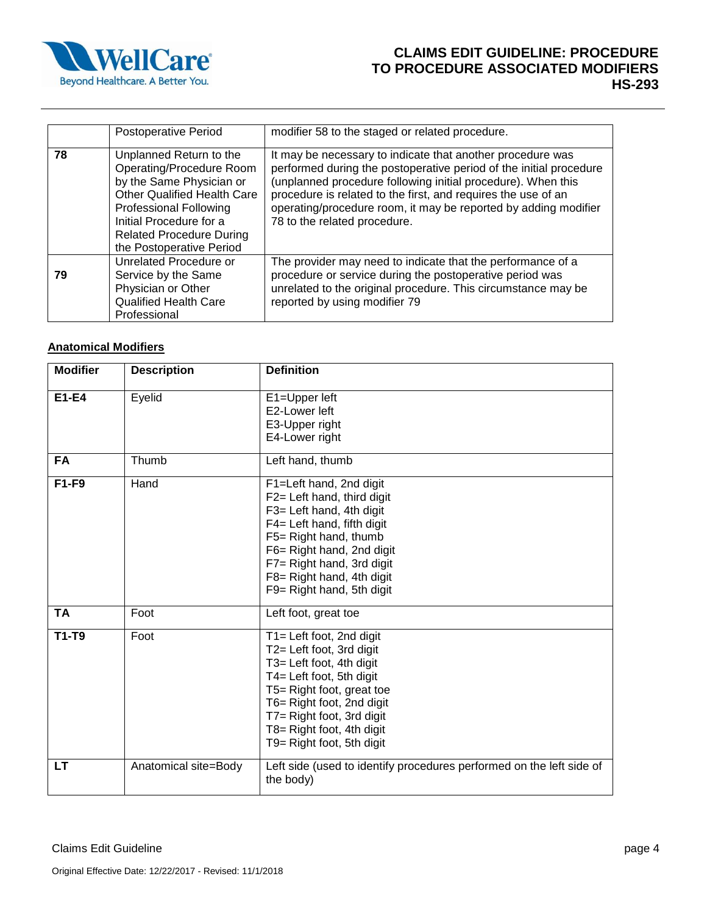|  | Postoperative Period | modifier 58 to the staged or related procedure. |
|---|---|---|
| **78** | Unplanned Return to the Operating/Procedure Room by the Same Physician or Other Qualified Health Care Professional Following Initial Procedure for a Related Procedure During the Postoperative Period | It may be necessary to indicate that another procedure was performed during the postoperative period of the initial procedure (unplanned procedure following initial procedure). When this procedure is related to the first, and requires the use of an operating/procedure room, it may be reported by adding modifier 78 to the related procedure. |
| **79** | Unrelated Procedure or Service by the Same Physician or Other Qualified Health Care Professional | The provider may need to indicate that the performance of a procedure or service during the postoperative period was unrelated to the original procedure. This circumstance may be reported by using modifier 79 |

**Anatomical Modifiers**

| Modifier | Description | Definition |
|---|---|---|
| **E1-E4** | Eyelid | E1=Upper left<br>E2-Lower left<br>E3-Upper right<br>E4-Lower right |
| **FA** | Thumb | Left hand, thumb |
| **F1-F9** | Hand | F1=Left hand, 2nd digit<br>F2= Left hand, third digit<br>F3= Left hand, 4th digit<br>F4= Left hand, fifth digit<br>F5= Right hand, thumb<br>F6= Right hand, 2nd digit<br>F7= Right hand, 3rd digit<br>F8= Right hand, 4th digit<br>F9= Right hand, 5th digit |
| **TA** | Foot | Left foot, great toe |
| **T1-T9** | Foot | T1= Left foot, 2nd digit<br>T2= Left foot, 3rd digit<br>T3= Left foot, 4th digit<br>T4= Left foot, 5th digit<br>T5= Right foot, great toe<br>T6= Right foot, 2nd digit<br>T7= Right foot, 3rd digit<br>T8= Right foot, 4th digit<br>T9= Right foot, 5th digit |
| **LT** | Anatomical site=Body | Left side (used to identify procedures performed on the left side of the body) |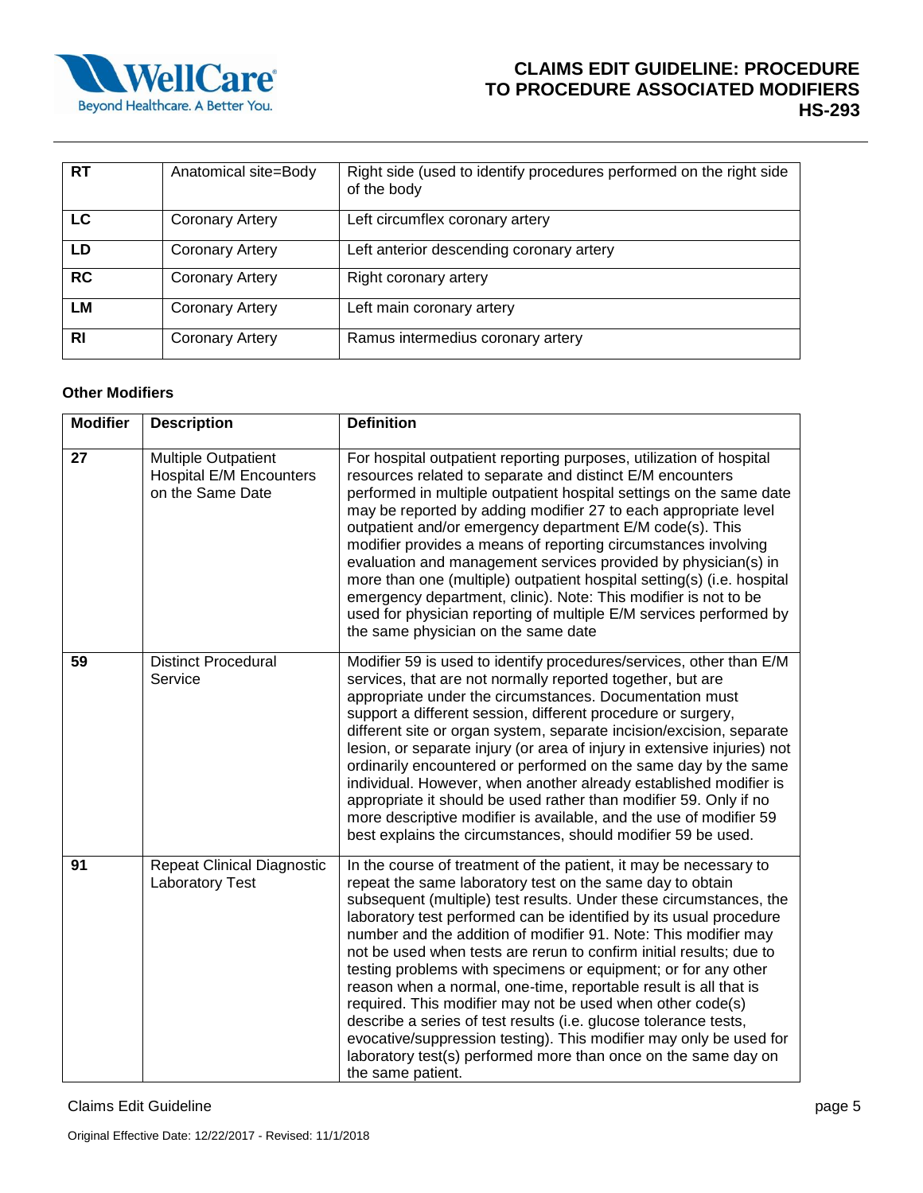| RT | Anatomical site=Body | Right side (used to identify procedures performed on the right side of the body |
|---|---|---|
| LC | Coronary Artery | Left circumflex coronary artery |
| LD | Coronary Artery | Left anterior descending coronary artery |
| RC | Coronary Artery | Right coronary artery |
| LM | Coronary Artery | Left main coronary artery |
| RI | Coronary Artery | Ramus intermedius coronary artery |

**Other Modifiers**

| Modifier | Description | Definition |
|---|---|---|
| 27 | Multiple Outpatient Hospital E/M Encounters on the Same Date | For hospital outpatient reporting purposes, utilization of hospital resources related to separate and distinct E/M encounters performed in multiple outpatient hospital settings on the same date may be reported by adding modifier 27 to each appropriate level outpatient and/or emergency department E/M code(s). This modifier provides a means of reporting circumstances involving evaluation and management services provided by physician(s) in more than one (multiple) outpatient hospital setting(s) (i.e. hospital emergency department, clinic). Note: This modifier is not to be used for physician reporting of multiple E/M services performed by the same physician on the same date |
| 59 | Distinct Procedural Service | Modifier 59 is used to identify procedures/services, other than E/M services, that are not normally reported together, but are appropriate under the circumstances. Documentation must support a different session, different procedure or surgery, different site or organ system, separate incision/excision, separate lesion, or separate injury (or area of injury in extensive injuries) not ordinarily encountered or performed on the same day by the same individual. However, when another already established modifier is appropriate it should be used rather than modifier 59. Only if no more descriptive modifier is available, and the use of modifier 59 best explains the circumstances, should modifier 59 be used. |
| 91 | Repeat Clinical Diagnostic Laboratory Test | In the course of treatment of the patient, it may be necessary to repeat the same laboratory test on the same day to obtain subsequent (multiple) test results. Under these circumstances, the laboratory test performed can be identified by its usual procedure number and the addition of modifier 91. Note: This modifier may not be used when tests are rerun to confirm initial results; due to testing problems with specimens or equipment; or for any other reason when a normal, one-time, reportable result is all that is required. This modifier may not be used when other code(s) describe a series of test results (i.e. glucose tolerance tests, evocative/suppression testing). This modifier may only be used for laboratory test(s) performed more than once on the same day on the same patient. |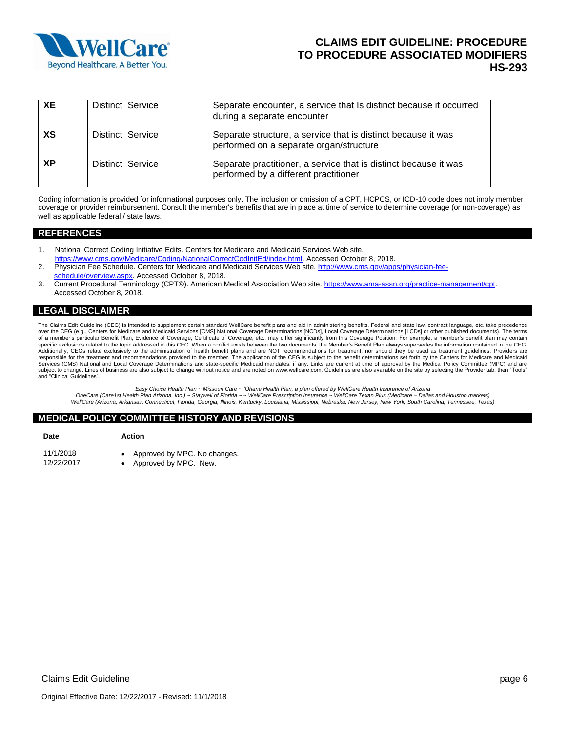| | | |
|---|---|---|
| **XE** | Distinct Service | Separate encounter, a service that Is distinct because it occurred during a separate encounter |
| **XS** | Distinct Service | Separate structure, a service that is distinct because it was performed on a separate organ/structure |
| **XP** | Distinct Service | Separate practitioner, a service that is distinct because it was performed by a different practitioner |

Coding information is provided for informational purposes only. The inclusion or omission of a CPT, HCPCS, or ICD-10 code does not imply member coverage or provider reimbursement. Consult the member's benefits that are in place at time of service to determine coverage (or non-coverage) as well as applicable federal / state laws.

## REFERENCES

1. National Correct Coding Initiative Edits. Centers for Medicare and Medicaid Services Web site. https://www.cms.gov/Medicare/Coding/NationalCorrectCodInitEd/index.html. Accessed October 8, 2018.
2. Physician Fee Schedule. Centers for Medicare and Medicaid Services Web site. http://www.cms.gov/apps/physician-fee-schedule/overview.aspx. Accessed October 8, 2018.
3. Current Procedural Terminology (CPT®). American Medical Association Web site. https://www.ama-assn.org/practice-management/cpt. Accessed October 8, 2018.

## LEGAL DISCLAIMER

The Claims Edit Guideline (CEG) is intended to supplement certain standard WellCare benefit plans and aid in administering benefits. Federal and state law, contract language, etc. take precedence over the CEG (e.g., Centers for Medicare and Medicaid Services [CMS] National Coverage Determinations [NCDs], Local Coverage Determinations [LCDs] or other published documents). The terms of a member's particular Benefit Plan, Evidence of Coverage, Certificate of Coverage, etc., may differ significantly from this Coverage Position. For example, a member's benefit plan may contain specific exclusions related to the topic addressed in this CEG. When a conflict exists between the two documents, the Member's Benefit Plan always supersedes the information contained in the CEG. Additionally, CEGs relate exclusively to the administration of health benefit plans and are NOT recommendations for treatment, nor should they be used as treatment guidelines. Providers are responsible for the treatment and recommendations provided to the member. The application of the CEG is subject to the benefit determinations set forth by the Centers for Medicare and Medicaid Services (CMS) National and Local Coverage Determinations and state-specific Medicaid mandates, if any. Links are current at time of approval by the Medical Policy Committee (MPC) and are subject to change. Lines of business are also subject to change without notice and are noted on www.wellcare.com. Guidelines are also available on the site by selecting the Provider tab, then "Tools" and "Clinical Guidelines".

*Easy Choice Health Plan ~ Missouri Care ~ 'Ohana Health Plan, a plan offered by WellCare Health Insurance of Arizona*
*OneCare (Care1st Health Plan Arizona, Inc.) ~ Staywell of Florida ~ ~ WellCare Prescription Insurance ~ WellCare Texan Plus (Medicare – Dallas and Houston markets)*
*WellCare (Arizona, Arkansas, Connecticut, Florida, Georgia, Illinois, Kentucky, Louisiana, Mississippi, Nebraska, New Jersey, New York, South Carolina, Tennessee, Texas)*

## MEDICAL POLICY COMMITTEE HISTORY AND REVISIONS

| **Date** | **Action** |
|---|---|
| 11/1/2018 | • Approved by MPC. No changes. |
| 12/22/2017 | • Approved by MPC. New. |